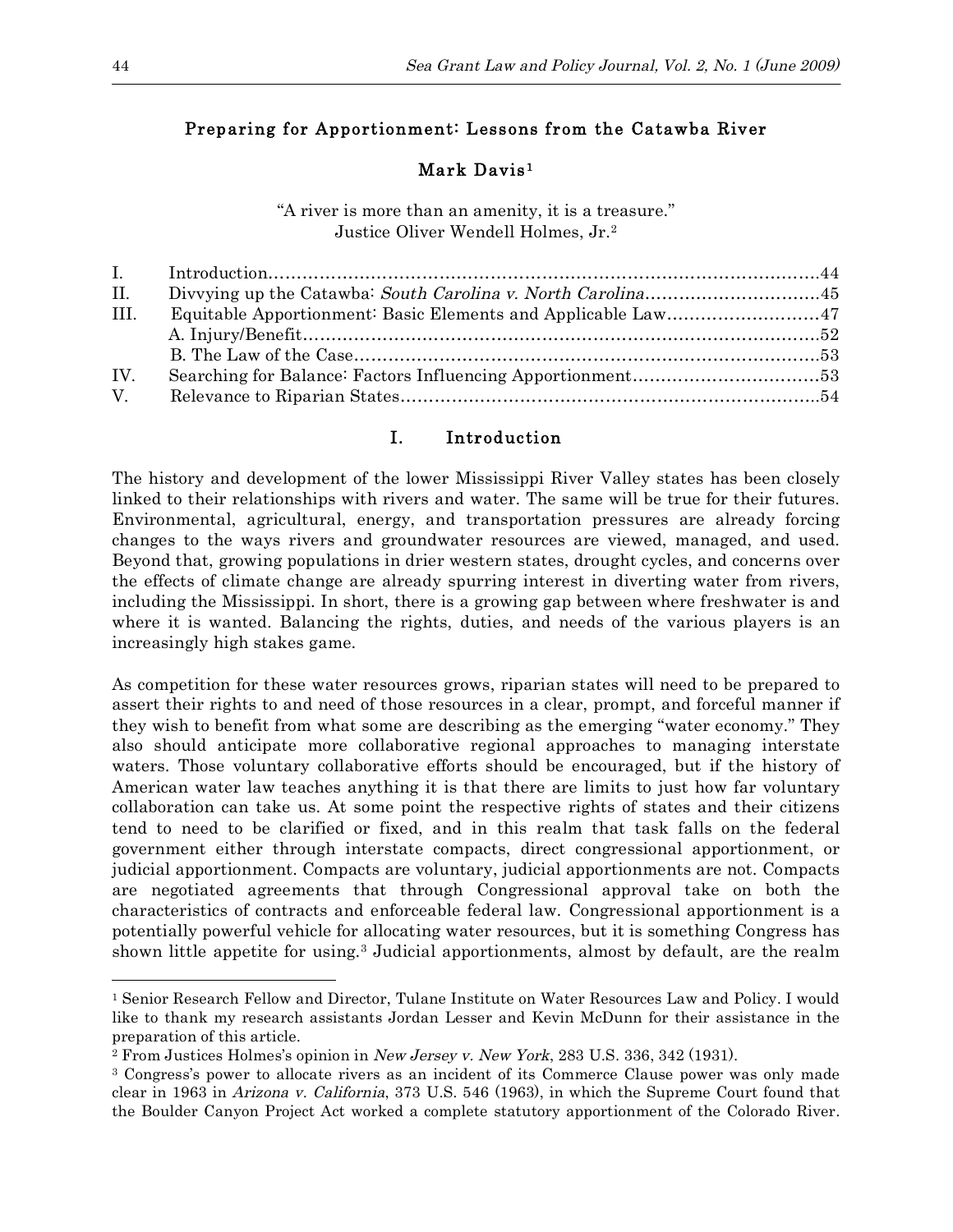# Preparing for Apportionment: Lessons from the Catawba River

## Mark Davis[1]

"A river is more than an amenity, it is a treasure."
Justice Oliver Wendell Holmes, Jr.[2]

| | | |
|---|---|---|
| I. | Introduction | 44 |
| II. | Divvying up the Catawba: *South Carolina v. North Carolina* | 45 |
| III. | Equitable Apportionment: Basic Elements and Applicable Law | 47 |
| | A. Injury/Benefit | 52 |
| | B. The Law of the Case | 53 |
| IV. | Searching for Balance: Factors Influencing Apportionment | 53 |
| V. | Relevance to Riparian States | 54 |

## I. Introduction

The history and development of the lower Mississippi River Valley states has been closely linked to their relationships with rivers and water. The same will be true for their futures. Environmental, agricultural, energy, and transportation pressures are already forcing changes to the ways rivers and groundwater resources are viewed, managed, and used. Beyond that, growing populations in drier western states, drought cycles, and concerns over the effects of climate change are already spurring interest in diverting water from rivers, including the Mississippi. In short, there is a growing gap between where freshwater is and where it is wanted. Balancing the rights, duties, and needs of the various players is an increasingly high stakes game.

As competition for these water resources grows, riparian states will need to be prepared to assert their rights to and need of those resources in a clear, prompt, and forceful manner if they wish to benefit from what some are describing as the emerging "water economy." They also should anticipate more collaborative regional approaches to managing interstate waters. Those voluntary collaborative efforts should be encouraged, but if the history of American water law teaches anything it is that there are limits to just how far voluntary collaboration can take us. At some point the respective rights of states and their citizens tend to need to be clarified or fixed, and in this realm that task falls on the federal government either through interstate compacts, direct congressional apportionment, or judicial apportionment. Compacts are voluntary, judicial apportionments are not. Compacts are negotiated agreements that through Congressional approval take on both the characteristics of contracts and enforceable federal law. Congressional apportionment is a potentially powerful vehicle for allocating water resources, but it is something Congress has shown little appetite for using.[3] Judicial apportionments, almost by default, are the realm

---

[1] Senior Research Fellow and Director, Tulane Institute on Water Resources Law and Policy. I would like to thank my research assistants Jordan Lesser and Kevin McDunn for their assistance in the preparation of this article.

[2] From Justices Holmes's opinion in *New Jersey v. New York*, 283 U.S. 336, 342 (1931).

[3] Congress's power to allocate rivers as an incident of its Commerce Clause power was only made clear in 1963 in *Arizona v. California*, 373 U.S. 546 (1963), in which the Supreme Court found that the Boulder Canyon Project Act worked a complete statutory apportionment of the Colorado River.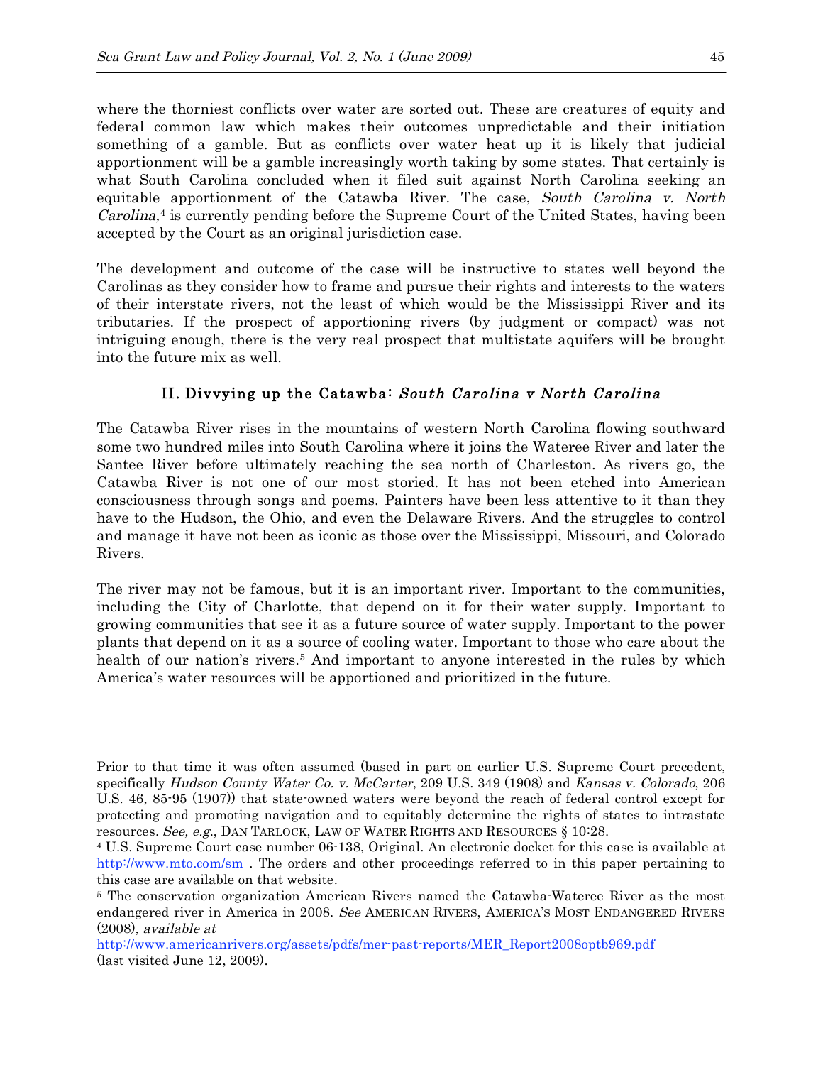where the thorniest conflicts over water are sorted out. These are creatures of equity and federal common law which makes their outcomes unpredictable and their initiation something of a gamble. But as conflicts over water heat up it is likely that judicial apportionment will be a gamble increasingly worth taking by some states. That certainly is what South Carolina concluded when it filed suit against North Carolina seeking an equitable apportionment of the Catawba River. The case, *South Carolina v. North Carolina*,[4] is currently pending before the Supreme Court of the United States, having been accepted by the Court as an original jurisdiction case.

The development and outcome of the case will be instructive to states well beyond the Carolinas as they consider how to frame and pursue their rights and interests to the waters of their interstate rivers, not the least of which would be the Mississippi River and its tributaries. If the prospect of apportioning rivers (by judgment or compact) was not intriguing enough, there is the very real prospect that multistate aquifers will be brought into the future mix as well.

## II. Divvying up the Catawba: *South Carolina v North Carolina*

The Catawba River rises in the mountains of western North Carolina flowing southward some two hundred miles into South Carolina where it joins the Wateree River and later the Santee River before ultimately reaching the sea north of Charleston. As rivers go, the Catawba River is not one of our most storied. It has not been etched into American consciousness through songs and poems. Painters have been less attentive to it than they have to the Hudson, the Ohio, and even the Delaware Rivers. And the struggles to control and manage it have not been as iconic as those over the Mississippi, Missouri, and Colorado Rivers.

The river may not be famous, but it is an important river. Important to the communities, including the City of Charlotte, that depend on it for their water supply. Important to growing communities that see it as a future source of water supply. Important to the power plants that depend on it as a source of cooling water. Important to those who care about the health of our nation's rivers.[5] And important to anyone interested in the rules by which America's water resources will be apportioned and prioritized in the future.

---

Prior to that time it was often assumed (based in part on earlier U.S. Supreme Court precedent, specifically *Hudson County Water Co. v. McCarter*, 209 U.S. 349 (1908) and *Kansas v. Colorado*, 206 U.S. 46, 85-95 (1907)) that state-owned waters were beyond the reach of federal control except for protecting and promoting navigation and to equitably determine the rights of states to intrastate resources. *See, e.g.*, DAN TARLOCK, LAW OF WATER RIGHTS AND RESOURCES § 10:28.

[4] U.S. Supreme Court case number 06-138, Original. An electronic docket for this case is available at http://www.mto.com/sm . The orders and other proceedings referred to in this paper pertaining to this case are available on that website.

[5] The conservation organization American Rivers named the Catawba-Wateree River as the most endangered river in America in 2008. *See* AMERICAN RIVERS, AMERICA'S MOST ENDANGERED RIVERS (2008), *available at* http://www.americanrivers.org/assets/pdfs/mer-past-reports/MER_Report2008optb969.pdf (last visited June 12, 2009).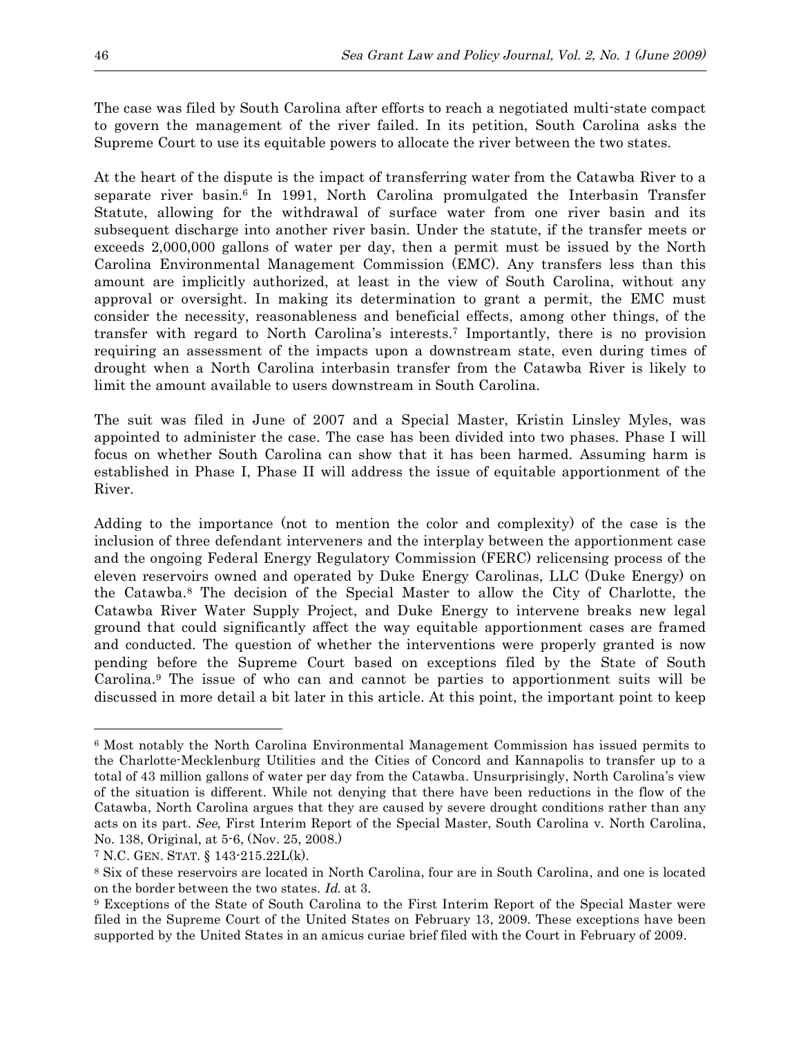The case was filed by South Carolina after efforts to reach a negotiated multi-state compact to govern the management of the river failed. In its petition, South Carolina asks the Supreme Court to use its equitable powers to allocate the river between the two states.

At the heart of the dispute is the impact of transferring water from the Catawba River to a separate river basin.[6] In 1991, North Carolina promulgated the Interbasin Transfer Statute, allowing for the withdrawal of surface water from one river basin and its subsequent discharge into another river basin. Under the statute, if the transfer meets or exceeds 2,000,000 gallons of water per day, then a permit must be issued by the North Carolina Environmental Management Commission (EMC). Any transfers less than this amount are implicitly authorized, at least in the view of South Carolina, without any approval or oversight. In making its determination to grant a permit, the EMC must consider the necessity, reasonableness and beneficial effects, among other things, of the transfer with regard to North Carolina's interests.[7] Importantly, there is no provision requiring an assessment of the impacts upon a downstream state, even during times of drought when a North Carolina interbasin transfer from the Catawba River is likely to limit the amount available to users downstream in South Carolina.

The suit was filed in June of 2007 and a Special Master, Kristin Linsley Myles, was appointed to administer the case. The case has been divided into two phases. Phase I will focus on whether South Carolina can show that it has been harmed. Assuming harm is established in Phase I, Phase II will address the issue of equitable apportionment of the River.

Adding to the importance (not to mention the color and complexity) of the case is the inclusion of three defendant interveners and the interplay between the apportionment case and the ongoing Federal Energy Regulatory Commission (FERC) relicensing process of the eleven reservoirs owned and operated by Duke Energy Carolinas, LLC (Duke Energy) on the Catawba.[8] The decision of the Special Master to allow the City of Charlotte, the Catawba River Water Supply Project, and Duke Energy to intervene breaks new legal ground that could significantly affect the way equitable apportionment cases are framed and conducted. The question of whether the interventions were properly granted is now pending before the Supreme Court based on exceptions filed by the State of South Carolina.[9] The issue of who can and cannot be parties to apportionment suits will be discussed in more detail a bit later in this article. At this point, the important point to keep

---

[6] Most notably the North Carolina Environmental Management Commission has issued permits to the Charlotte-Mecklenburg Utilities and the Cities of Concord and Kannapolis to transfer up to a total of 43 million gallons of water per day from the Catawba. Unsurprisingly, North Carolina's view of the situation is different. While not denying that there have been reductions in the flow of the Catawba, North Carolina argues that they are caused by severe drought conditions rather than any acts on its part. *See*, First Interim Report of the Special Master, South Carolina v. North Carolina, No. 138, Original, at 5-6, (Nov. 25, 2008.)

[7] N.C. GEN. STAT. § 143-215.22L(k).

[8] Six of these reservoirs are located in North Carolina, four are in South Carolina, and one is located on the border between the two states. *Id.* at 3.

[9] Exceptions of the State of South Carolina to the First Interim Report of the Special Master were filed in the Supreme Court of the United States on February 13, 2009. These exceptions have been supported by the United States in an amicus curiae brief filed with the Court in February of 2009.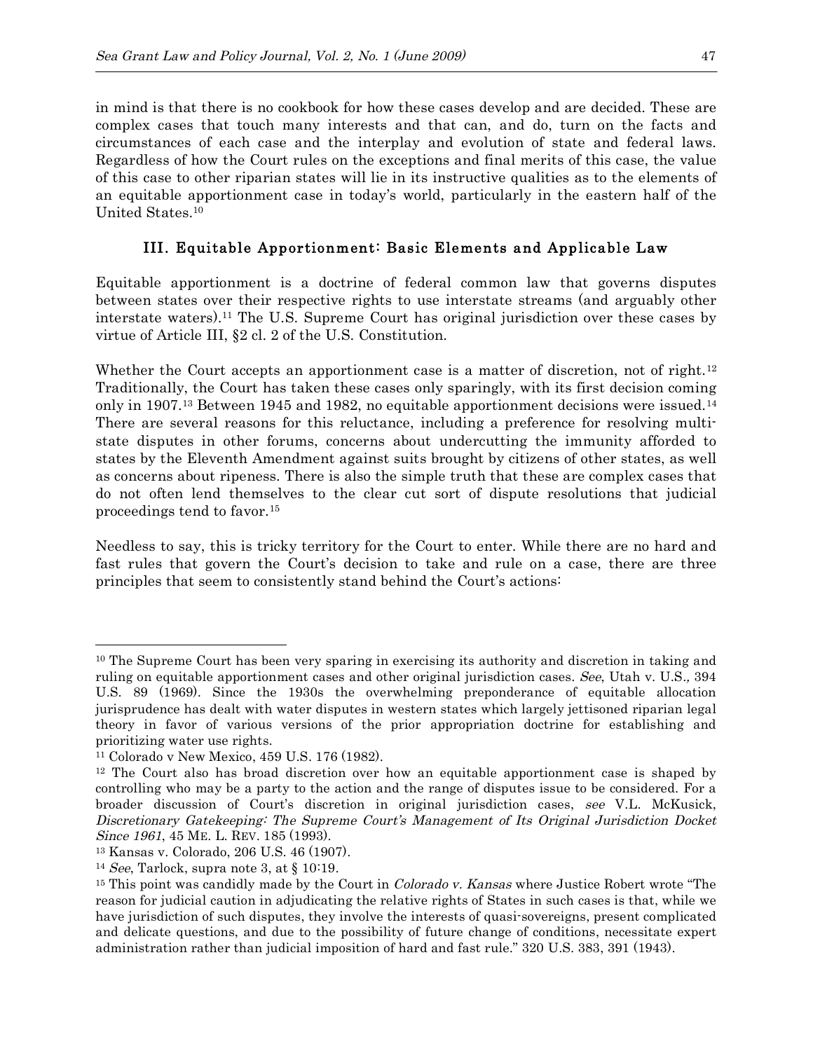in mind is that there is no cookbook for how these cases develop and are decided. These are complex cases that touch many interests and that can, and do, turn on the facts and circumstances of each case and the interplay and evolution of state and federal laws. Regardless of how the Court rules on the exceptions and final merits of this case, the value of this case to other riparian states will lie in its instructive qualities as to the elements of an equitable apportionment case in today's world, particularly in the eastern half of the United States.[10]

## III. Equitable Apportionment: Basic Elements and Applicable Law

Equitable apportionment is a doctrine of federal common law that governs disputes between states over their respective rights to use interstate streams (and arguably other interstate waters).[11] The U.S. Supreme Court has original jurisdiction over these cases by virtue of Article III, §2 cl. 2 of the U.S. Constitution.

Whether the Court accepts an apportionment case is a matter of discretion, not of right.[12] Traditionally, the Court has taken these cases only sparingly, with its first decision coming only in 1907.[13] Between 1945 and 1982, no equitable apportionment decisions were issued.[14] There are several reasons for this reluctance, including a preference for resolving multi-state disputes in other forums, concerns about undercutting the immunity afforded to states by the Eleventh Amendment against suits brought by citizens of other states, as well as concerns about ripeness. There is also the simple truth that these are complex cases that do not often lend themselves to the clear cut sort of dispute resolutions that judicial proceedings tend to favor.[15]

Needless to say, this is tricky territory for the Court to enter. While there are no hard and fast rules that govern the Court's decision to take and rule on a case, there are three principles that seem to consistently stand behind the Court's actions:

---

[10] The Supreme Court has been very sparing in exercising its authority and discretion in taking and ruling on equitable apportionment cases and other original jurisdiction cases. *See*, Utah v. U.S.*,* 394 U.S. 89 (1969). Since the 1930s the overwhelming preponderance of equitable allocation jurisprudence has dealt with water disputes in western states which largely jettisoned riparian legal theory in favor of various versions of the prior appropriation doctrine for establishing and prioritizing water use rights.

[11] Colorado v New Mexico, 459 U.S. 176 (1982).

[12] The Court also has broad discretion over how an equitable apportionment case is shaped by controlling who may be a party to the action and the range of disputes issue to be considered. For a broader discussion of Court's discretion in original jurisdiction cases, *see* V.L. McKusick, *Discretionary Gatekeeping: The Supreme Court's Management of Its Original Jurisdiction Docket Since 1961*, 45 ME. L. REV. 185 (1993).

[13] Kansas v. Colorado, 206 U.S. 46 (1907).

[14] *See*, Tarlock, supra note 3, at § 10:19.

[15] This point was candidly made by the Court in *Colorado v. Kansas* where Justice Robert wrote "The reason for judicial caution in adjudicating the relative rights of States in such cases is that, while we have jurisdiction of such disputes, they involve the interests of quasi-sovereigns, present complicated and delicate questions, and due to the possibility of future change of conditions, necessitate expert administration rather than judicial imposition of hard and fast rule." 320 U.S. 383, 391 (1943).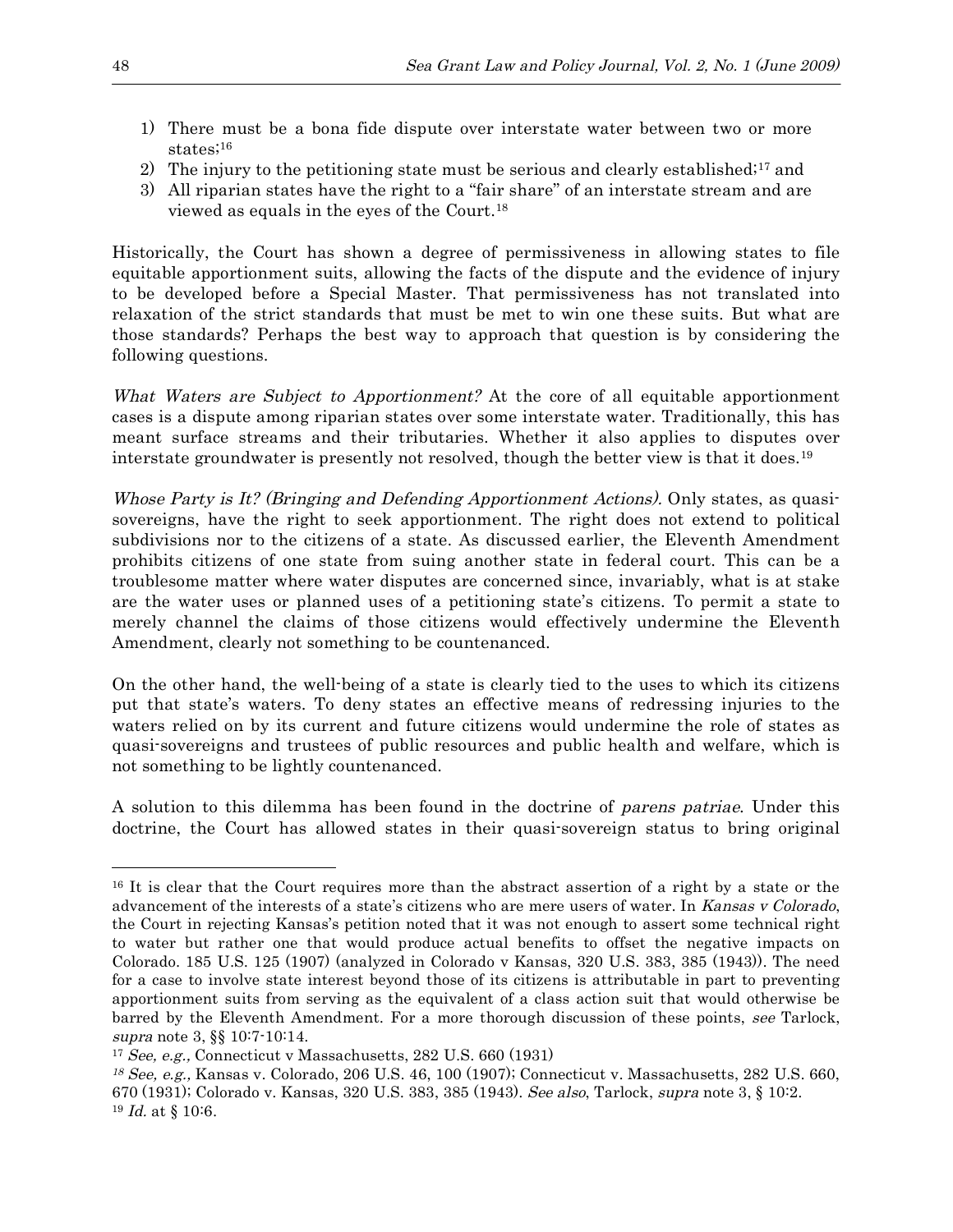1) There must be a bona fide dispute over interstate water between two or more states;[16]
2) The injury to the petitioning state must be serious and clearly established;[17] and
3) All riparian states have the right to a "fair share" of an interstate stream and are viewed as equals in the eyes of the Court.[18]

Historically, the Court has shown a degree of permissiveness in allowing states to file equitable apportionment suits, allowing the facts of the dispute and the evidence of injury to be developed before a Special Master. That permissiveness has not translated into relaxation of the strict standards that must be met to win one these suits. But what are those standards? Perhaps the best way to approach that question is by considering the following questions.

*What Waters are Subject to Apportionment?* At the core of all equitable apportionment cases is a dispute among riparian states over some interstate water. Traditionally, this has meant surface streams and their tributaries. Whether it also applies to disputes over interstate groundwater is presently not resolved, though the better view is that it does.[19]

*Whose Party is It? (Bringing and Defending Apportionment Actions).* Only states, as quasi-sovereigns, have the right to seek apportionment. The right does not extend to political subdivisions nor to the citizens of a state. As discussed earlier, the Eleventh Amendment prohibits citizens of one state from suing another state in federal court. This can be a troublesome matter where water disputes are concerned since, invariably, what is at stake are the water uses or planned uses of a petitioning state's citizens. To permit a state to merely channel the claims of those citizens would effectively undermine the Eleventh Amendment, clearly not something to be countenanced.

On the other hand, the well-being of a state is clearly tied to the uses to which its citizens put that state's waters. To deny states an effective means of redressing injuries to the waters relied on by its current and future citizens would undermine the role of states as quasi-sovereigns and trustees of public resources and public health and welfare, which is not something to be lightly countenanced.

A solution to this dilemma has been found in the doctrine of *parens patriae*. Under this doctrine, the Court has allowed states in their quasi-sovereign status to bring original

---

[16] It is clear that the Court requires more than the abstract assertion of a right by a state or the advancement of the interests of a state's citizens who are mere users of water. In *Kansas v Colorado*, the Court in rejecting Kansas's petition noted that it was not enough to assert some technical right to water but rather one that would produce actual benefits to offset the negative impacts on Colorado. 185 U.S. 125 (1907) (analyzed in Colorado v Kansas, 320 U.S. 383, 385 (1943)). The need for a case to involve state interest beyond those of its citizens is attributable in part to preventing apportionment suits from serving as the equivalent of a class action suit that would otherwise be barred by the Eleventh Amendment. For a more thorough discussion of these points, *see* Tarlock, *supra* note 3, §§ 10:7-10:14.

[17] *See, e.g.,* Connecticut v Massachusetts, 282 U.S. 660 (1931)

[18] *See, e.g.,* Kansas v. Colorado, 206 U.S. 46, 100 (1907); Connecticut v. Massachusetts, 282 U.S. 660, 670 (1931); Colorado v. Kansas, 320 U.S. 383, 385 (1943). *See also*, Tarlock, *supra* note 3, § 10:2.

[19] *Id.* at § 10:6.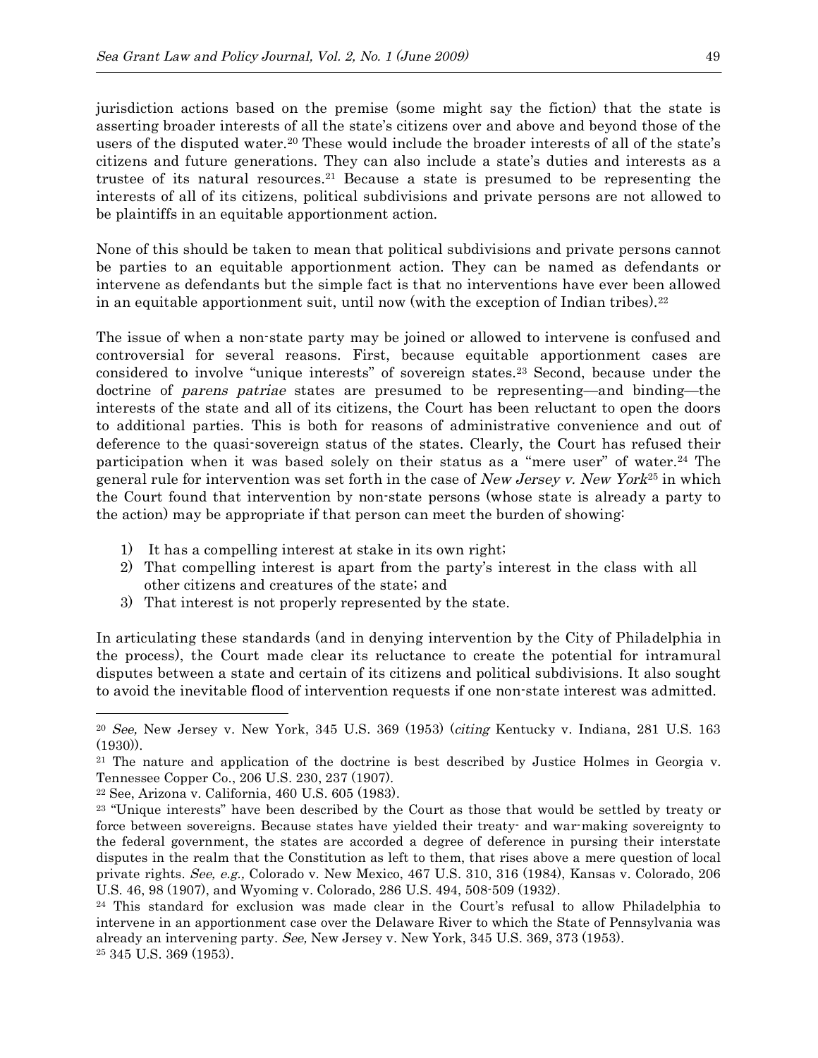jurisdiction actions based on the premise (some might say the fiction) that the state is asserting broader interests of all the state's citizens over and above and beyond those of the users of the disputed water.[20] These would include the broader interests of all of the state's citizens and future generations. They can also include a state's duties and interests as a trustee of its natural resources.[21] Because a state is presumed to be representing the interests of all of its citizens, political subdivisions and private persons are not allowed to be plaintiffs in an equitable apportionment action.

None of this should be taken to mean that political subdivisions and private persons cannot be parties to an equitable apportionment action. They can be named as defendants or intervene as defendants but the simple fact is that no interventions have ever been allowed in an equitable apportionment suit, until now (with the exception of Indian tribes).[22]

The issue of when a non-state party may be joined or allowed to intervene is confused and controversial for several reasons. First, because equitable apportionment cases are considered to involve "unique interests" of sovereign states.[23] Second, because under the doctrine of *parens patriae* states are presumed to be representing—and binding—the interests of the state and all of its citizens, the Court has been reluctant to open the doors to additional parties. This is both for reasons of administrative convenience and out of deference to the quasi-sovereign status of the states. Clearly, the Court has refused their participation when it was based solely on their status as a "mere user" of water.[24] The general rule for intervention was set forth in the case of *New Jersey v. New York*[25] in which the Court found that intervention by non-state persons (whose state is already a party to the action) may be appropriate if that person can meet the burden of showing:

1) It has a compelling interest at stake in its own right;
2) That compelling interest is apart from the party's interest in the class with all other citizens and creatures of the state; and
3) That interest is not properly represented by the state.

In articulating these standards (and in denying intervention by the City of Philadelphia in the process), the Court made clear its reluctance to create the potential for intramural disputes between a state and certain of its citizens and political subdivisions. It also sought to avoid the inevitable flood of intervention requests if one non-state interest was admitted.

---

[20] *See,* New Jersey v. New York, 345 U.S. 369 (1953) (*citing* Kentucky v. Indiana, 281 U.S. 163 (1930)).

[21] The nature and application of the doctrine is best described by Justice Holmes in Georgia v. Tennessee Copper Co., 206 U.S. 230, 237 (1907).

[22] See, Arizona v. California, 460 U.S. 605 (1983).

[23] "Unique interests" have been described by the Court as those that would be settled by treaty or force between sovereigns. Because states have yielded their treaty- and war-making sovereignty to the federal government, the states are accorded a degree of deference in pursing their interstate disputes in the realm that the Constitution as left to them, that rises above a mere question of local private rights. *See, e.g.,* Colorado v. New Mexico, 467 U.S. 310, 316 (1984), Kansas v. Colorado, 206 U.S. 46, 98 (1907), and Wyoming v. Colorado, 286 U.S. 494, 508-509 (1932).

[24] This standard for exclusion was made clear in the Court's refusal to allow Philadelphia to intervene in an apportionment case over the Delaware River to which the State of Pennsylvania was already an intervening party. *See,* New Jersey v. New York, 345 U.S. 369, 373 (1953).

[25] 345 U.S. 369 (1953).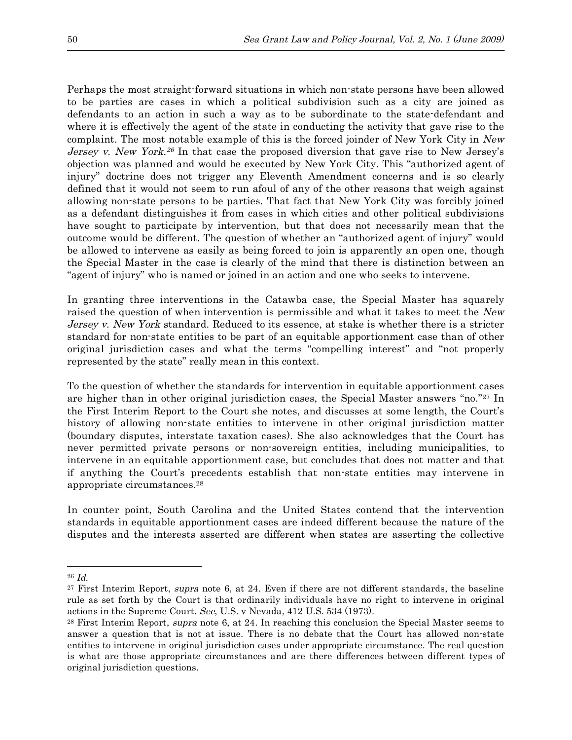Perhaps the most straight-forward situations in which non-state persons have been allowed to be parties are cases in which a political subdivision such as a city are joined as defendants to an action in such a way as to be subordinate to the state-defendant and where it is effectively the agent of the state in conducting the activity that gave rise to the complaint. The most notable example of this is the forced joinder of New York City in *New Jersey v. New York*.[26] In that case the proposed diversion that gave rise to New Jersey's objection was planned and would be executed by New York City. This "authorized agent of injury" doctrine does not trigger any Eleventh Amendment concerns and is so clearly defined that it would not seem to run afoul of any of the other reasons that weigh against allowing non-state persons to be parties. That fact that New York City was forcibly joined as a defendant distinguishes it from cases in which cities and other political subdivisions have sought to participate by intervention, but that does not necessarily mean that the outcome would be different. The question of whether an "authorized agent of injury" would be allowed to intervene as easily as being forced to join is apparently an open one, though the Special Master in the case is clearly of the mind that there is distinction between an "agent of injury" who is named or joined in an action and one who seeks to intervene.

In granting three interventions in the Catawba case, the Special Master has squarely raised the question of when intervention is permissible and what it takes to meet the *New Jersey v. New York* standard. Reduced to its essence, at stake is whether there is a stricter standard for non-state entities to be part of an equitable apportionment case than of other original jurisdiction cases and what the terms "compelling interest" and "not properly represented by the state" really mean in this context.

To the question of whether the standards for intervention in equitable apportionment cases are higher than in other original jurisdiction cases, the Special Master answers "no."[27] In the First Interim Report to the Court she notes, and discusses at some length, the Court's history of allowing non-state entities to intervene in other original jurisdiction matter (boundary disputes, interstate taxation cases). She also acknowledges that the Court has never permitted private persons or non-sovereign entities, including municipalities, to intervene in an equitable apportionment case, but concludes that does not matter and that if anything the Court's precedents establish that non-state entities may intervene in appropriate circumstances.[28]

In counter point, South Carolina and the United States contend that the intervention standards in equitable apportionment cases are indeed different because the nature of the disputes and the interests asserted are different when states are asserting the collective

---

[26] *Id.*

[27] First Interim Report, *supra* note 6, at 24. Even if there are not different standards, the baseline rule as set forth by the Court is that ordinarily individuals have no right to intervene in original actions in the Supreme Court. *See*, U.S. v Nevada, 412 U.S. 534 (1973).

[28] First Interim Report, *supra* note 6, at 24. In reaching this conclusion the Special Master seems to answer a question that is not at issue. There is no debate that the Court has allowed non-state entities to intervene in original jurisdiction cases under appropriate circumstance. The real question is what are those appropriate circumstances and are there differences between different types of original jurisdiction questions.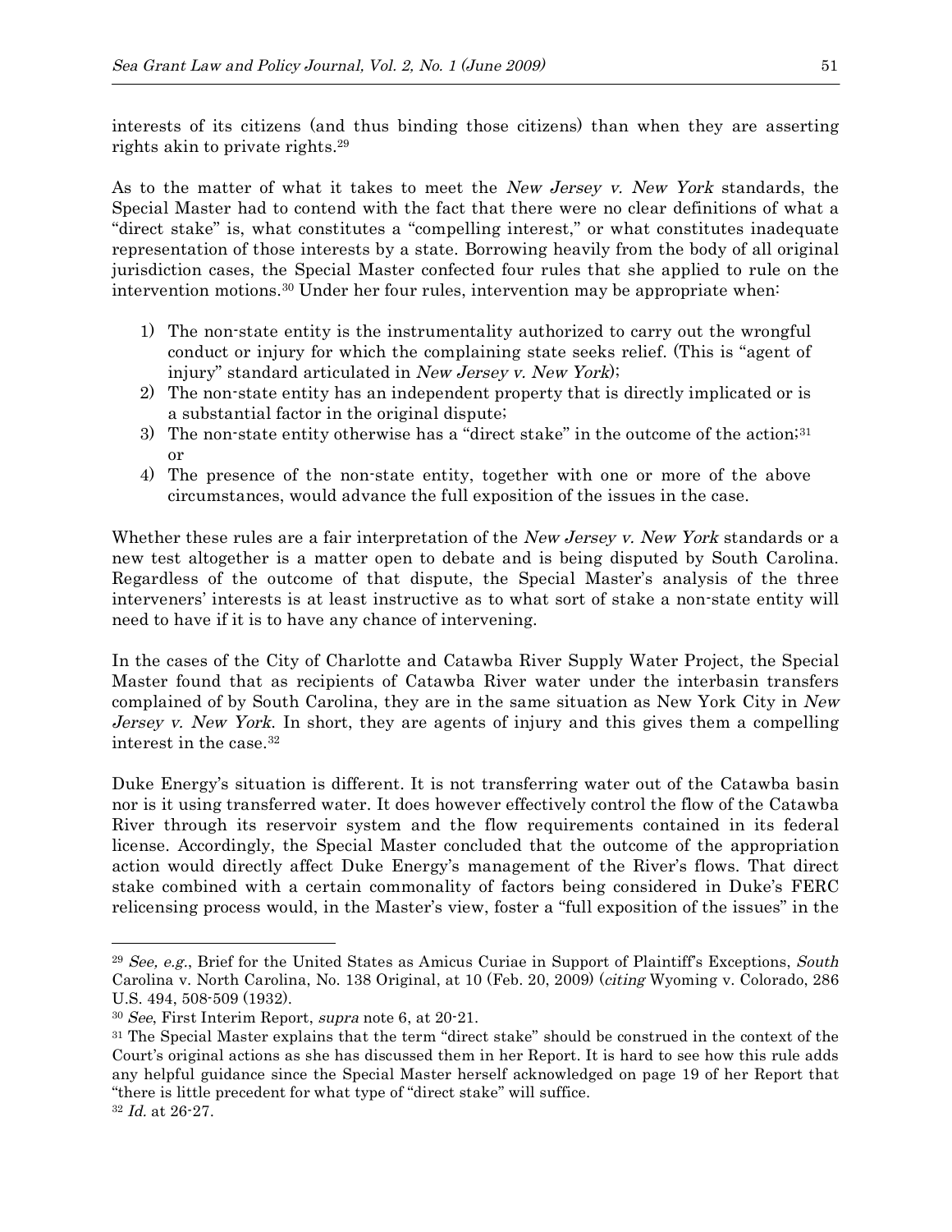interests of its citizens (and thus binding those citizens) than when they are asserting rights akin to private rights.[29]

As to the matter of what it takes to meet the *New Jersey v. New York* standards, the Special Master had to contend with the fact that there were no clear definitions of what a "direct stake" is, what constitutes a "compelling interest," or what constitutes inadequate representation of those interests by a state. Borrowing heavily from the body of all original jurisdiction cases, the Special Master confected four rules that she applied to rule on the intervention motions.[30] Under her four rules, intervention may be appropriate when:

1) The non-state entity is the instrumentality authorized to carry out the wrongful conduct or injury for which the complaining state seeks relief. (This is "agent of injury" standard articulated in *New Jersey v. New York*);
2) The non-state entity has an independent property that is directly implicated or is a substantial factor in the original dispute;
3) The non-state entity otherwise has a "direct stake" in the outcome of the action;[31] or
4) The presence of the non-state entity, together with one or more of the above circumstances, would advance the full exposition of the issues in the case.

Whether these rules are a fair interpretation of the *New Jersey v. New York* standards or a new test altogether is a matter open to debate and is being disputed by South Carolina. Regardless of the outcome of that dispute, the Special Master's analysis of the three interveners' interests is at least instructive as to what sort of stake a non-state entity will need to have if it is to have any chance of intervening.

In the cases of the City of Charlotte and Catawba River Supply Water Project, the Special Master found that as recipients of Catawba River water under the interbasin transfers complained of by South Carolina, they are in the same situation as New York City in *New Jersey v. New York*. In short, they are agents of injury and this gives them a compelling interest in the case.[32]

Duke Energy's situation is different. It is not transferring water out of the Catawba basin nor is it using transferred water. It does however effectively control the flow of the Catawba River through its reservoir system and the flow requirements contained in its federal license. Accordingly, the Special Master concluded that the outcome of the appropriation action would directly affect Duke Energy's management of the River's flows. That direct stake combined with a certain commonality of factors being considered in Duke's FERC relicensing process would, in the Master's view, foster a "full exposition of the issues" in the

---

[29] *See, e.g.*, Brief for the United States as Amicus Curiae in Support of Plaintiff's Exceptions, *South* Carolina v. North Carolina, No. 138 Original, at 10 (Feb. 20, 2009) (*citing* Wyoming v. Colorado, 286 U.S. 494, 508-509 (1932).

[30] *See*, First Interim Report, *supra* note 6, at 20-21.

[31] The Special Master explains that the term "direct stake" should be construed in the context of the Court's original actions as she has discussed them in her Report. It is hard to see how this rule adds any helpful guidance since the Special Master herself acknowledged on page 19 of her Report that "there is little precedent for what type of "direct stake" will suffice.

[32] *Id.* at 26-27.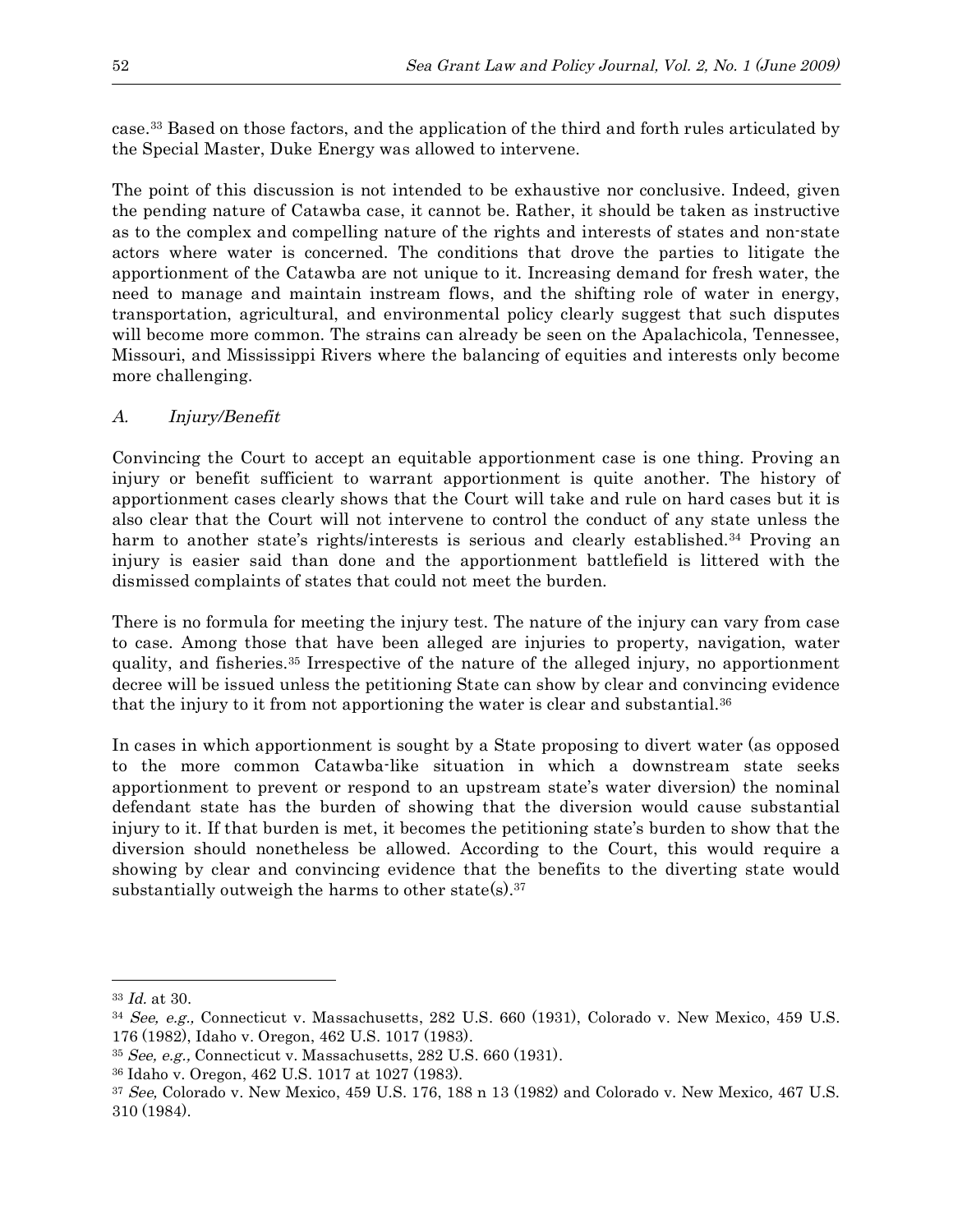case.[33] Based on those factors, and the application of the third and forth rules articulated by the Special Master, Duke Energy was allowed to intervene.

The point of this discussion is not intended to be exhaustive nor conclusive. Indeed, given the pending nature of Catawba case, it cannot be. Rather, it should be taken as instructive as to the complex and compelling nature of the rights and interests of states and non-state actors where water is concerned. The conditions that drove the parties to litigate the apportionment of the Catawba are not unique to it. Increasing demand for fresh water, the need to manage and maintain instream flows, and the shifting role of water in energy, transportation, agricultural, and environmental policy clearly suggest that such disputes will become more common. The strains can already be seen on the Apalachicola, Tennessee, Missouri, and Mississippi Rivers where the balancing of equities and interests only become more challenging.

### *A. Injury/Benefit*

Convincing the Court to accept an equitable apportionment case is one thing. Proving an injury or benefit sufficient to warrant apportionment is quite another. The history of apportionment cases clearly shows that the Court will take and rule on hard cases but it is also clear that the Court will not intervene to control the conduct of any state unless the harm to another state's rights/interests is serious and clearly established.[34] Proving an injury is easier said than done and the apportionment battlefield is littered with the dismissed complaints of states that could not meet the burden.

There is no formula for meeting the injury test. The nature of the injury can vary from case to case. Among those that have been alleged are injuries to property, navigation, water quality, and fisheries.[35] Irrespective of the nature of the alleged injury, no apportionment decree will be issued unless the petitioning State can show by clear and convincing evidence that the injury to it from not apportioning the water is clear and substantial.[36]

In cases in which apportionment is sought by a State proposing to divert water (as opposed to the more common Catawba-like situation in which a downstream state seeks apportionment to prevent or respond to an upstream state's water diversion) the nominal defendant state has the burden of showing that the diversion would cause substantial injury to it. If that burden is met, it becomes the petitioning state's burden to show that the diversion should nonetheless be allowed. According to the Court, this would require a showing by clear and convincing evidence that the benefits to the diverting state would substantially outweigh the harms to other state(s).[37]

---

[33] *Id.* at 30.

[34] *See, e.g.,* Connecticut v. Massachusetts, 282 U.S. 660 (1931), Colorado v. New Mexico, 459 U.S. 176 (1982), Idaho v. Oregon, 462 U.S. 1017 (1983).

[35] *See, e.g.,* Connecticut v. Massachusetts, 282 U.S. 660 (1931).

[36] Idaho v. Oregon, 462 U.S. 1017 at 1027 (1983).

[37] *See,* Colorado v. New Mexico, 459 U.S. 176, 188 n 13 (1982) and Colorado v. New Mexico*,* 467 U.S. 310 (1984).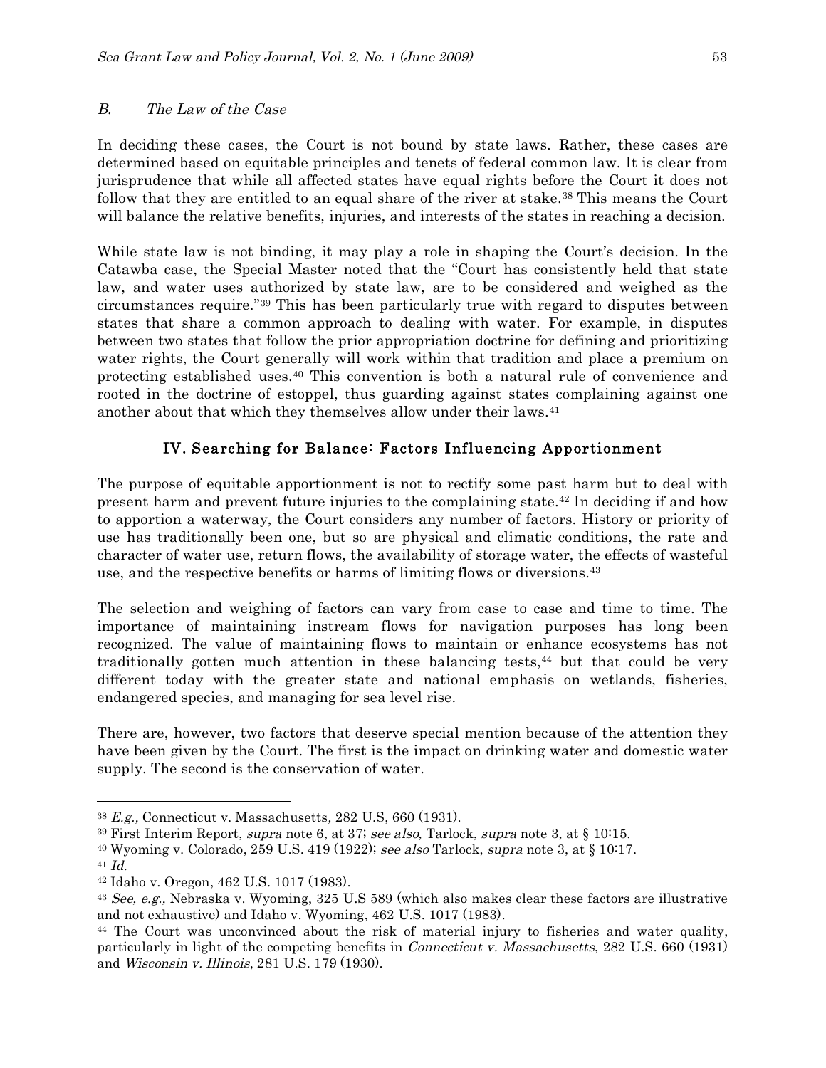### *B. The Law of the Case*

In deciding these cases, the Court is not bound by state laws. Rather, these cases are determined based on equitable principles and tenets of federal common law. It is clear from jurisprudence that while all affected states have equal rights before the Court it does not follow that they are entitled to an equal share of the river at stake.[38] This means the Court will balance the relative benefits, injuries, and interests of the states in reaching a decision.

While state law is not binding, it may play a role in shaping the Court's decision. In the Catawba case, the Special Master noted that the "Court has consistently held that state law, and water uses authorized by state law, are to be considered and weighed as the circumstances require."[39] This has been particularly true with regard to disputes between states that share a common approach to dealing with water. For example, in disputes between two states that follow the prior appropriation doctrine for defining and prioritizing water rights, the Court generally will work within that tradition and place a premium on protecting established uses.[40] This convention is both a natural rule of convenience and rooted in the doctrine of estoppel, thus guarding against states complaining against one another about that which they themselves allow under their laws.[41]

## IV. Searching for Balance: Factors Influencing Apportionment

The purpose of equitable apportionment is not to rectify some past harm but to deal with present harm and prevent future injuries to the complaining state.[42] In deciding if and how to apportion a waterway, the Court considers any number of factors. History or priority of use has traditionally been one, but so are physical and climatic conditions, the rate and character of water use, return flows, the availability of storage water, the effects of wasteful use, and the respective benefits or harms of limiting flows or diversions.[43]

The selection and weighing of factors can vary from case to case and time to time. The importance of maintaining instream flows for navigation purposes has long been recognized. The value of maintaining flows to maintain or enhance ecosystems has not traditionally gotten much attention in these balancing tests,[44] but that could be very different today with the greater state and national emphasis on wetlands, fisheries, endangered species, and managing for sea level rise.

There are, however, two factors that deserve special mention because of the attention they have been given by the Court. The first is the impact on drinking water and domestic water supply. The second is the conservation of water.

---

[38] *E.g.,* Connecticut v. Massachusetts*,* 282 U.S, 660 (1931).

[39] First Interim Report, *supra* note 6, at 37; *see also*, Tarlock, *supra* note 3, at § 10:15.

[40] Wyoming v. Colorado, 259 U.S. 419 (1922); *see also* Tarlock, *supra* note 3, at § 10:17.

[41] *Id.*

[42] Idaho v. Oregon, 462 U.S. 1017 (1983).

[43] *See, e.g.,* Nebraska v. Wyoming, 325 U.S 589 (which also makes clear these factors are illustrative and not exhaustive) and Idaho v. Wyoming, 462 U.S. 1017 (1983).

[44] The Court was unconvinced about the risk of material injury to fisheries and water quality, particularly in light of the competing benefits in *Connecticut v. Massachusetts*, 282 U.S. 660 (1931) and *Wisconsin v. Illinois*, 281 U.S. 179 (1930).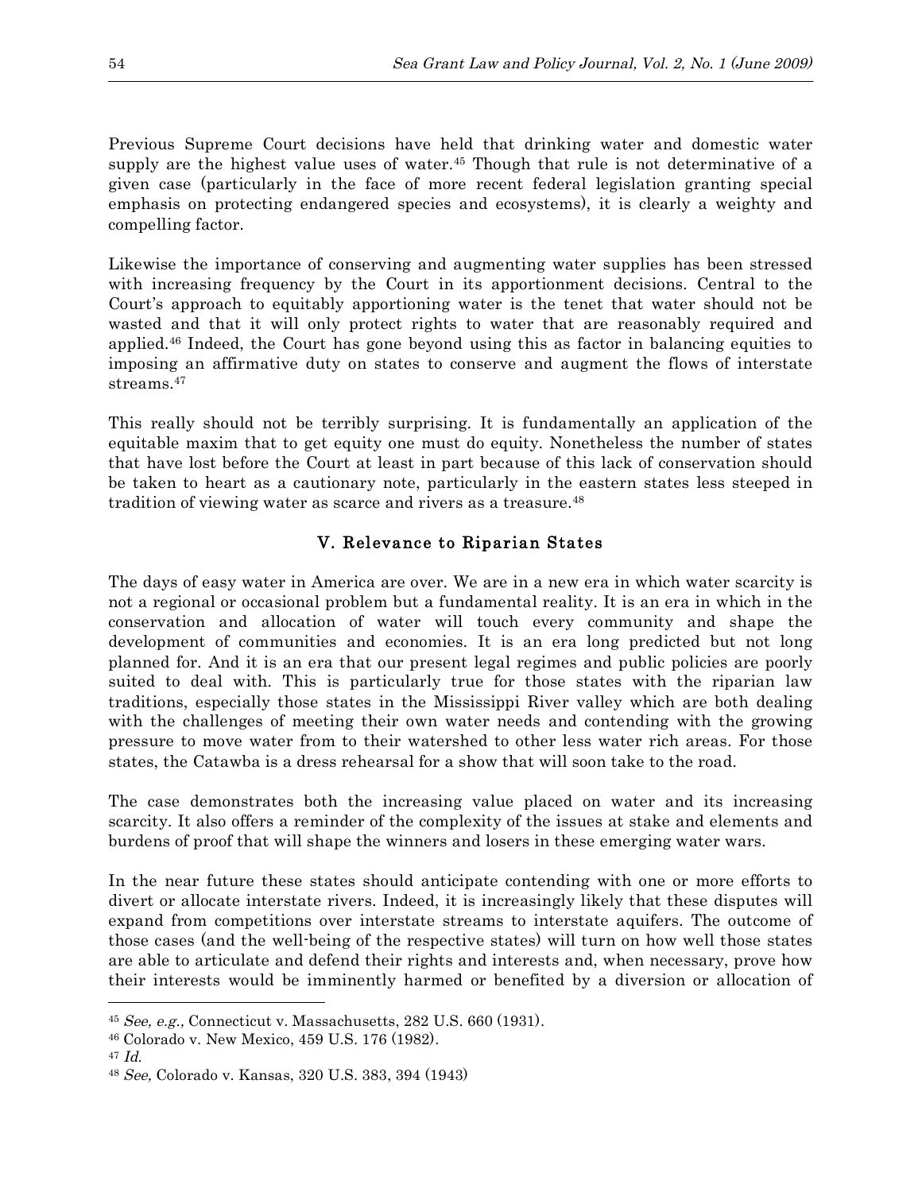Previous Supreme Court decisions have held that drinking water and domestic water supply are the highest value uses of water.[45] Though that rule is not determinative of a given case (particularly in the face of more recent federal legislation granting special emphasis on protecting endangered species and ecosystems), it is clearly a weighty and compelling factor.

Likewise the importance of conserving and augmenting water supplies has been stressed with increasing frequency by the Court in its apportionment decisions. Central to the Court's approach to equitably apportioning water is the tenet that water should not be wasted and that it will only protect rights to water that are reasonably required and applied.[46] Indeed, the Court has gone beyond using this as factor in balancing equities to imposing an affirmative duty on states to conserve and augment the flows of interstate streams.[47]

This really should not be terribly surprising. It is fundamentally an application of the equitable maxim that to get equity one must do equity. Nonetheless the number of states that have lost before the Court at least in part because of this lack of conservation should be taken to heart as a cautionary note, particularly in the eastern states less steeped in tradition of viewing water as scarce and rivers as a treasure.[48]

## V. Relevance to Riparian States

The days of easy water in America are over. We are in a new era in which water scarcity is not a regional or occasional problem but a fundamental reality. It is an era in which in the conservation and allocation of water will touch every community and shape the development of communities and economies. It is an era long predicted but not long planned for. And it is an era that our present legal regimes and public policies are poorly suited to deal with. This is particularly true for those states with the riparian law traditions, especially those states in the Mississippi River valley which are both dealing with the challenges of meeting their own water needs and contending with the growing pressure to move water from to their watershed to other less water rich areas. For those states, the Catawba is a dress rehearsal for a show that will soon take to the road.

The case demonstrates both the increasing value placed on water and its increasing scarcity. It also offers a reminder of the complexity of the issues at stake and elements and burdens of proof that will shape the winners and losers in these emerging water wars.

In the near future these states should anticipate contending with one or more efforts to divert or allocate interstate rivers. Indeed, it is increasingly likely that these disputes will expand from competitions over interstate streams to interstate aquifers. The outcome of those cases (and the well-being of the respective states) will turn on how well those states are able to articulate and defend their rights and interests and, when necessary, prove how their interests would be imminently harmed or benefited by a diversion or allocation of

---

[45] *See, e.g.,* Connecticut v. Massachusetts, 282 U.S. 660 (1931).

[46] Colorado v. New Mexico, 459 U.S. 176 (1982).

[47] *Id.*

[48] *See,* Colorado v. Kansas, 320 U.S. 383, 394 (1943)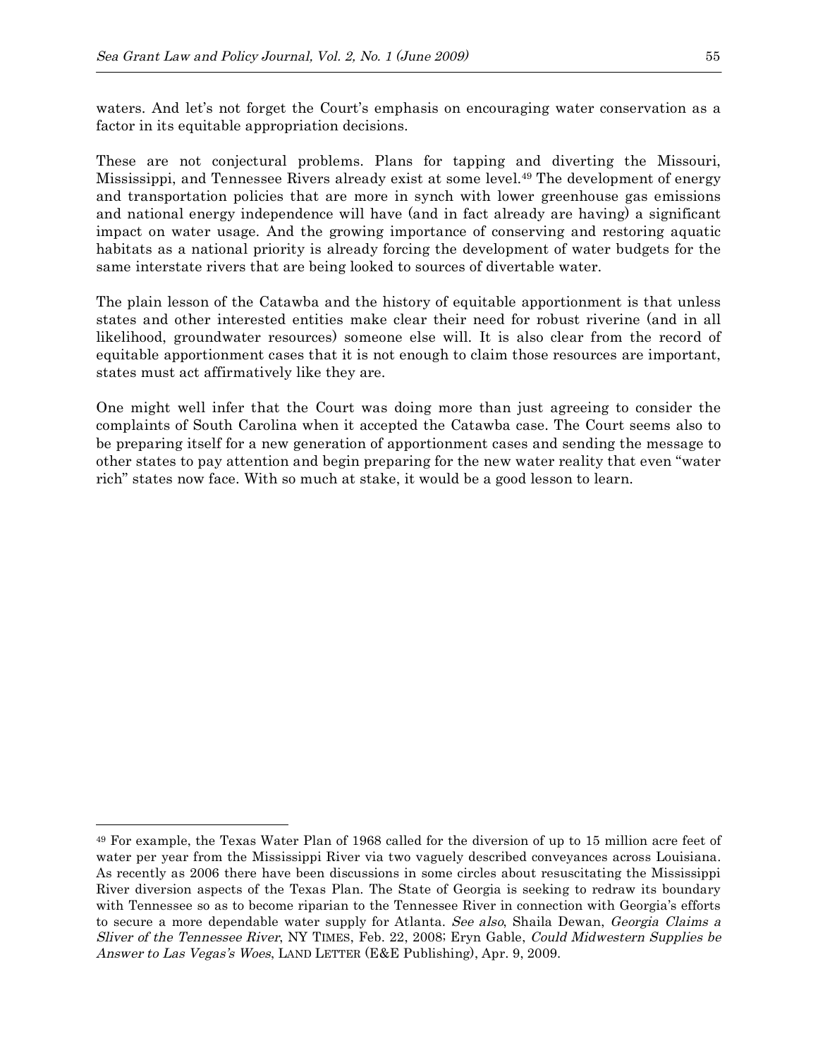waters. And let's not forget the Court's emphasis on encouraging water conservation as a factor in its equitable appropriation decisions.

These are not conjectural problems. Plans for tapping and diverting the Missouri, Mississippi, and Tennessee Rivers already exist at some level.[49] The development of energy and transportation policies that are more in synch with lower greenhouse gas emissions and national energy independence will have (and in fact already are having) a significant impact on water usage. And the growing importance of conserving and restoring aquatic habitats as a national priority is already forcing the development of water budgets for the same interstate rivers that are being looked to sources of divertable water.

The plain lesson of the Catawba and the history of equitable apportionment is that unless states and other interested entities make clear their need for robust riverine (and in all likelihood, groundwater resources) someone else will. It is also clear from the record of equitable apportionment cases that it is not enough to claim those resources are important, states must act affirmatively like they are.

One might well infer that the Court was doing more than just agreeing to consider the complaints of South Carolina when it accepted the Catawba case. The Court seems also to be preparing itself for a new generation of apportionment cases and sending the message to other states to pay attention and begin preparing for the new water reality that even "water rich" states now face. With so much at stake, it would be a good lesson to learn.

---

[49] For example, the Texas Water Plan of 1968 called for the diversion of up to 15 million acre feet of water per year from the Mississippi River via two vaguely described conveyances across Louisiana. As recently as 2006 there have been discussions in some circles about resuscitating the Mississippi River diversion aspects of the Texas Plan. The State of Georgia is seeking to redraw its boundary with Tennessee so as to become riparian to the Tennessee River in connection with Georgia's efforts to secure a more dependable water supply for Atlanta. *See also*, Shaila Dewan, *Georgia Claims a Sliver of the Tennessee River*, NY TIMES, Feb. 22, 2008; Eryn Gable, *Could Midwestern Supplies be Answer to Las Vegas's Woes*, LAND LETTER (E&E Publishing), Apr. 9, 2009.